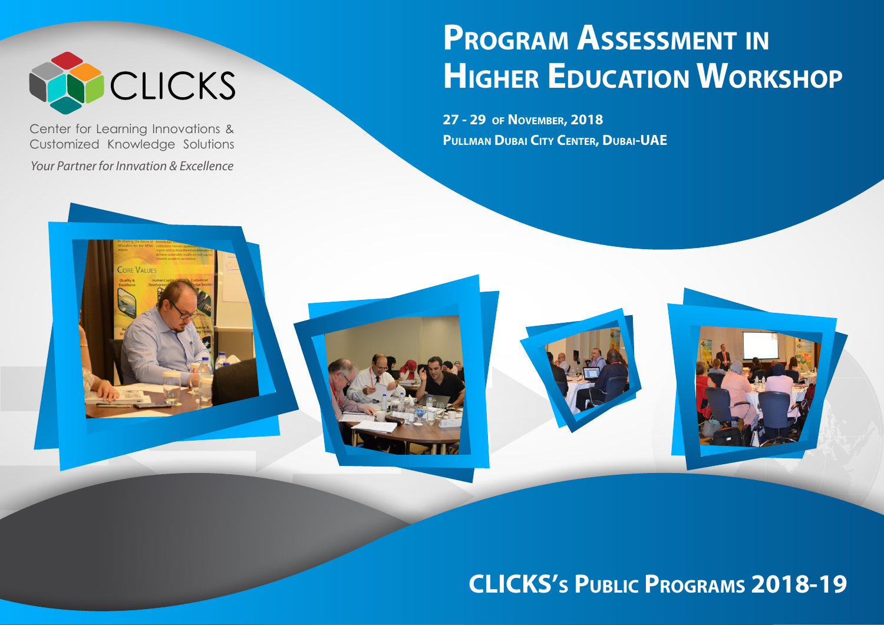CLICKS

Center for Learning Innovations & Customized Knowledge Solutions

*Your Partner for Invation & Excellence*

# Program Assessment in Higher Education Workshop

**27 - 29 of November, 2018**
**Pullman Dubai City Center, Dubai-UAE**

## CLICKS's Public Programs 2018-19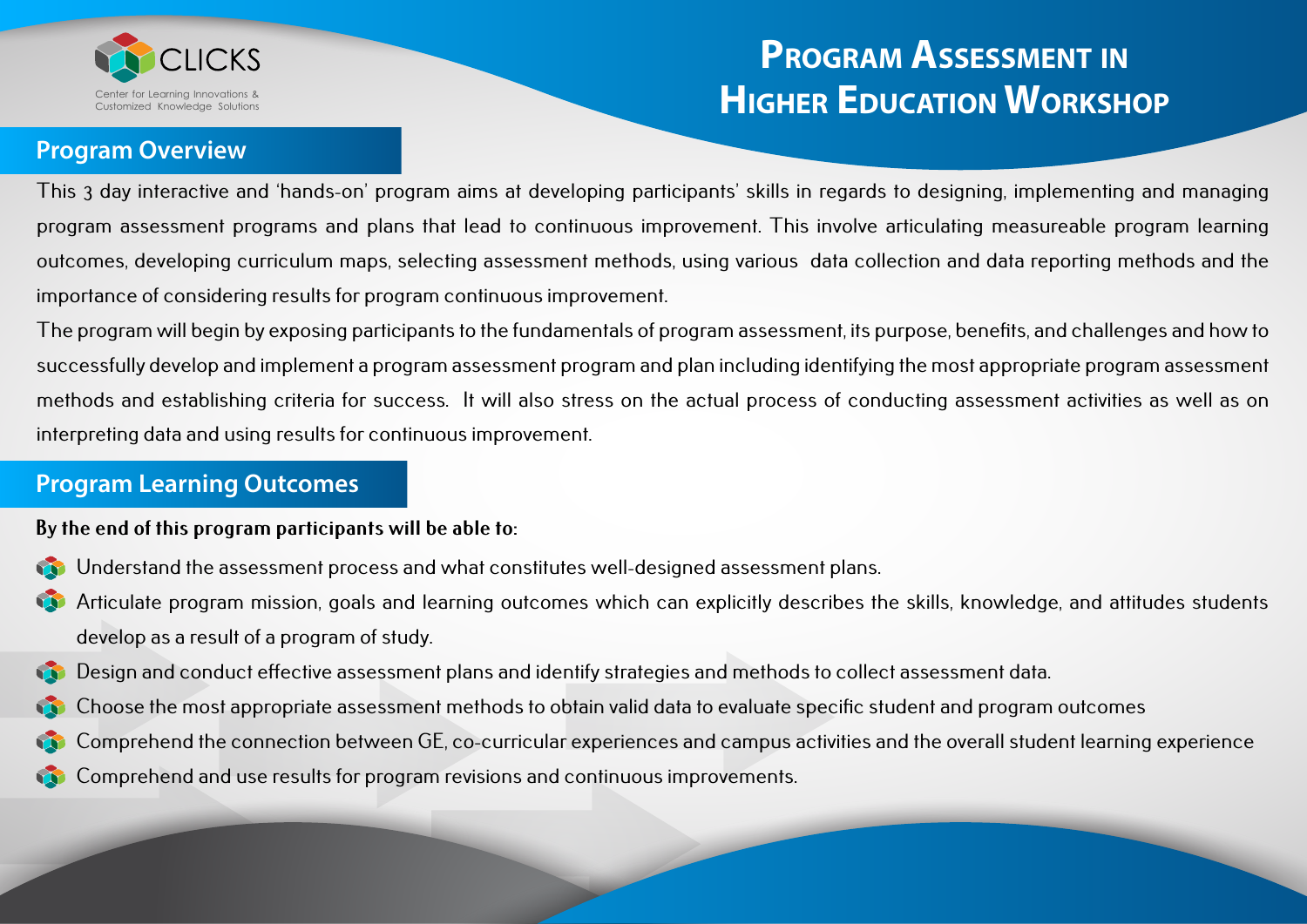CLICKS

Center for Learning Innovations & Customized Knowledge Solutions

# Program Assessment in Higher Education Workshop

## Program Overview

This 3 day interactive and 'hands-on' program aims at developing participants' skills in regards to designing, implementing and managing program assessment programs and plans that lead to continuous improvement. This involve articulating measureable program learning outcomes, developing curriculum maps, selecting assessment methods, using various data collection and data reporting methods and the importance of considering results for program continuous improvement.

The program will begin by exposing participants to the fundamentals of program assessment, its purpose, benefits, and challenges and how to successfully develop and implement a program assessment program and plan including identifying the most appropriate program assessment methods and establishing criteria for success. It will also stress on the actual process of conducting assessment activities as well as on interpreting data and using results for continuous improvement.

## Program Learning Outcomes

**By the end of this program participants will be able to:**

- Understand the assessment process and what constitutes well-designed assessment plans.
- Articulate program mission, goals and learning outcomes which can explicitly describes the skills, knowledge, and attitudes students develop as a result of a program of study.
- Design and conduct effective assessment plans and identify strategies and methods to collect assessment data.
- Choose the most appropriate assessment methods to obtain valid data to evaluate specific student and program outcomes
- Comprehend the connection between GE, co-curricular experiences and campus activities and the overall student learning experience
- Comprehend and use results for program revisions and continuous improvements.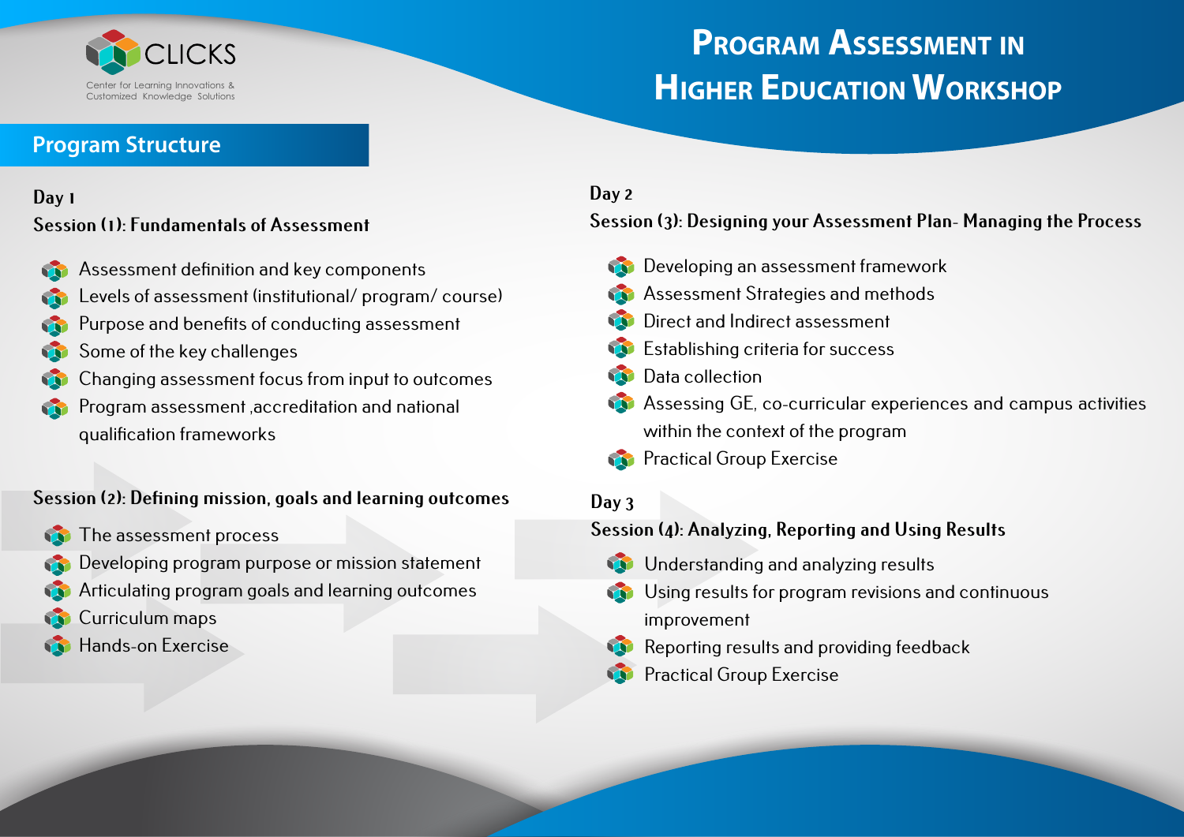CLICKS

Center for Learning Innovations & Customized Knowledge Solutions

# Program Assessment in Higher Education Workshop

## Program Structure

### Day 1

**Session (1): Fundamentals of Assessment**

- Assessment definition and key components
- Levels of assessment (institutional/ program/ course)
- Purpose and benefits of conducting assessment
- Some of the key challenges
- Changing assessment focus from input to outcomes
- Program assessment ,accreditation and national qualification frameworks

**Session (2): Defining mission, goals and learning outcomes**

- The assessment process
- Developing program purpose or mission statement
- Articulating program goals and learning outcomes
- Curriculum maps
- Hands-on Exercise

### Day 2

**Session (3): Designing your Assessment Plan- Managing the Process**

- Developing an assessment framework
- Assessment Strategies and methods
- Direct and Indirect assessment
- Establishing criteria for success
- Data collection
- Assessing GE, co-curricular experiences and campus activities within the context of the program
- Practical Group Exercise

### Day 3

**Session (4): Analyzing, Reporting and Using Results**

- Understanding and analyzing results
- Using results for program revisions and continuous improvement
- Reporting results and providing feedback
- Practical Group Exercise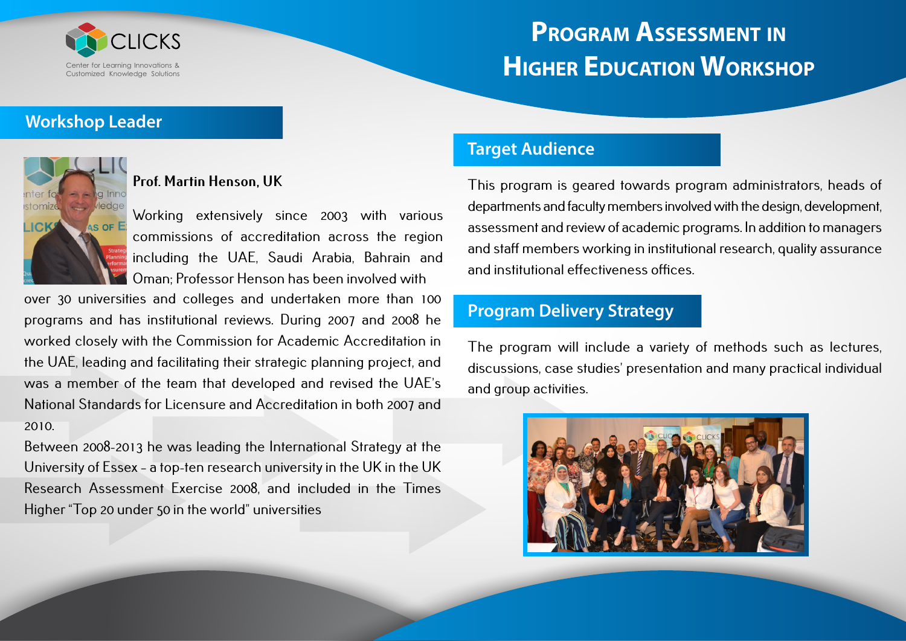CLICKS

Center for Learning Innovations & Customized Knowledge Solutions

# Program Assessment in Higher Education Workshop

## Workshop Leader

**Prof. Martin Henson, UK**

Working extensively since 2003 with various commissions of accreditation across the region including the UAE, Saudi Arabia, Bahrain and Oman; Professor Henson has been involved with over 30 universities and colleges and undertaken more than 100 programs and has institutional reviews. During 2007 and 2008 he worked closely with the Commission for Academic Accreditation in the UAE, leading and facilitating their strategic planning project, and was a member of the team that developed and revised the UAE's National Standards for Licensure and Accreditation in both 2007 and 2010.

Between 2008-2013 he was leading the International Strategy at the University of Essex - a top-ten research university in the UK in the UK Research Assessment Exercise 2008, and included in the Times Higher "Top 20 under 50 in the world" universities

## Target Audience

This program is geared towards program administrators, heads of departments and faculty members involved with the design, development, assessment and review of academic programs. In addition to managers and staff members working in institutional research, quality assurance and institutional effectiveness offices.

## Program Delivery Strategy

The program will include a variety of methods such as lectures, discussions, case studies' presentation and many practical individual and group activities.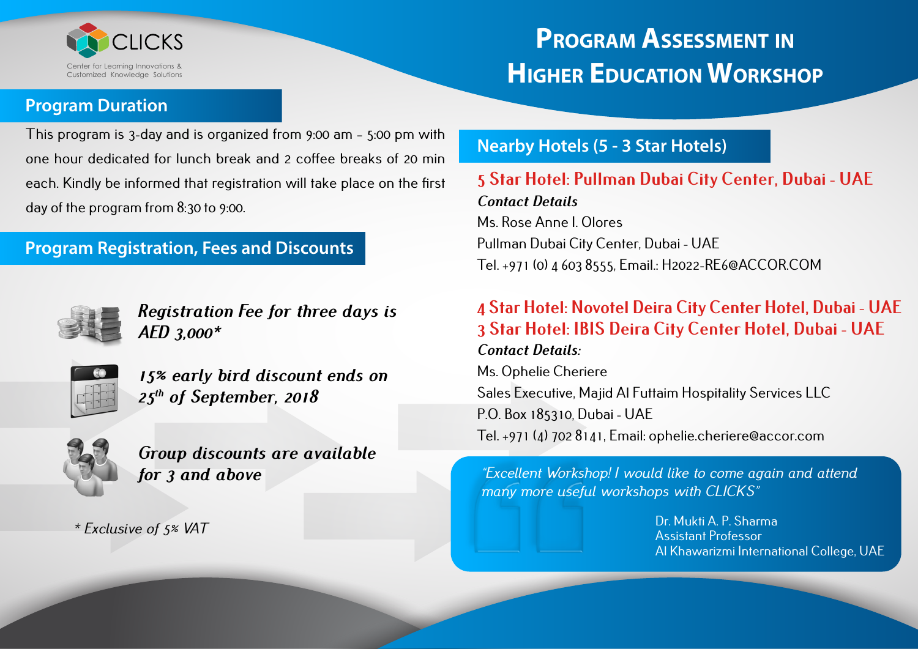CLICKS

Center for Learning Innovations & Customized Knowledge Solutions

# Program Assessment in Higher Education Workshop

## Program Duration

This program is 3-day and is organized from 9:00 am - 5:00 pm with one hour dedicated for lunch break and 2 coffee breaks of 20 min each. Kindly be informed that registration will take place on the first day of the program from 8:30 to 9:00.

## Program Registration, Fees and Discounts

***Registration Fee for three days is AED 3,000****

***15% early bird discount ends on 25th of September, 2018***

***Group discounts are available for 3 and above***

*\* Exclusive of 5% VAT*

## Nearby Hotels (5 - 3 Star Hotels)

### 5 Star Hotel: Pullman Dubai City Center, Dubai - UAE

***Contact Details***

Ms. Rose Anne I. Olores

Pullman Dubai City Center, Dubai - UAE

Tel. +971 (0) 4 603 8555, Email.: H2022-RE6@ACCOR.COM

### 4 Star Hotel: Novotel Deira City Center Hotel, Dubai - UAE

### 3 Star Hotel: IBIS Deira City Center Hotel, Dubai - UAE

***Contact Details:***

Ms. Ophelie Cheriere

Sales Executive, Majid Al Futtaim Hospitality Services LLC

P.O. Box 185310, Dubai - UAE

Tel. +971 (4) 702 8141, Email: ophelie.cheriere@accor.com

*"Excellent Workshop! I would like to come again and attend many more useful workshops with CLICKS"*

Dr. Mukti A. P. Sharma
Assistant Professor
Al Khawarizmi International College, UAE